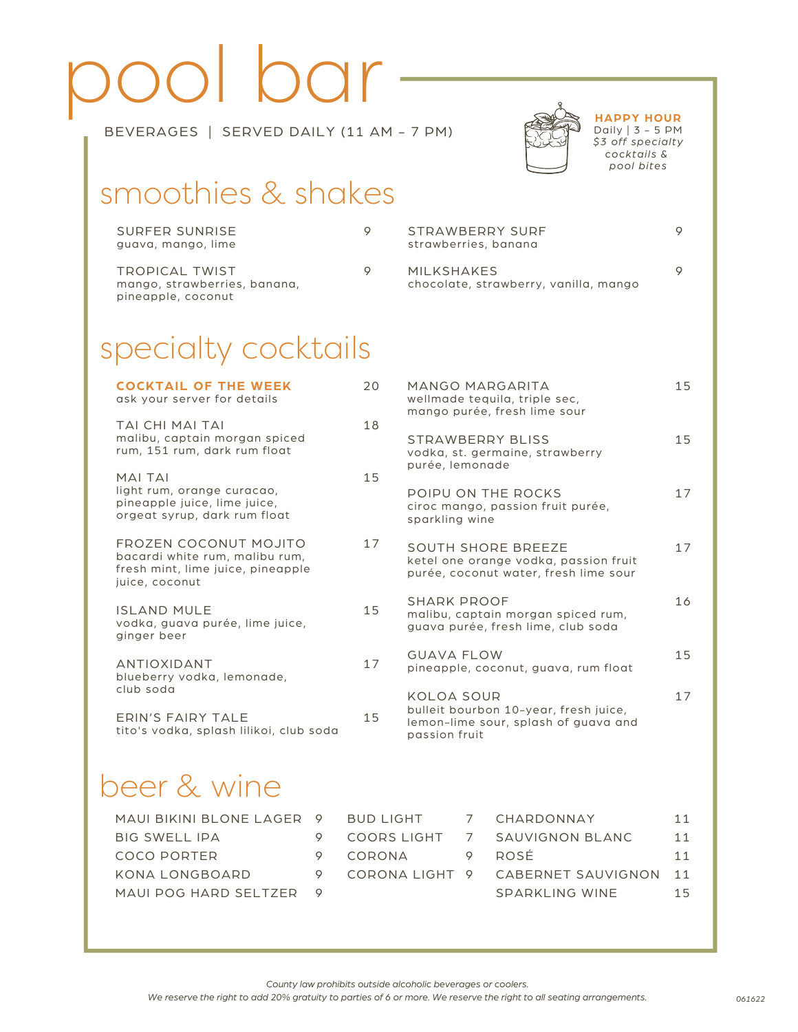# pool bar

BEVERAGES | SERVED DAILY (11 AM – 7 PM)

**HAPPY HOUR**
Daily | 3 – 5 PM
*$3 off specialty cocktails & pool bites*

## smoothies & shakes

**SURFER SUNRISE** — 9
guava, mango, lime

**TROPICAL TWIST** — 9
mango, strawberries, banana, pineapple, coconut

**STRAWBERRY SURF** — 9
strawberries, banana

**MILKSHAKES** — 9
chocolate, strawberry, vanilla, mango

## specialty cocktails

**COCKTAIL OF THE WEEK** — 20
ask your server for details

**TAI CHI MAI TAI** — 18
malibu, captain morgan spiced rum, 151 rum, dark rum float

**MAI TAI** — 15
light rum, orange curacao, pineapple juice, lime juice, orgeat syrup, dark rum float

**FROZEN COCONUT MOJITO** — 17
bacardi white rum, malibu rum, fresh mint, lime juice, pineapple juice, coconut

**ISLAND MULE** — 15
vodka, guava purée, lime juice, ginger beer

**ANTIOXIDANT** — 17
blueberry vodka, lemonade, club soda

**ERIN'S FAIRY TALE** — 15
tito's vodka, splash lilikoi, club soda

**MANGO MARGARITA** — 15
wellmade tequila, triple sec, mango purée, fresh lime sour

**STRAWBERRY BLISS** — 15
vodka, st. germaine, strawberry purée, lemonade

**POIPU ON THE ROCKS** — 17
ciroc mango, passion fruit purée, sparkling wine

**SOUTH SHORE BREEZE** — 17
ketel one orange vodka, passion fruit purée, coconut water, fresh lime sour

**SHARK PROOF** — 16
malibu, captain morgan spiced rum, guava purée, fresh lime, club soda

**GUAVA FLOW** — 15
pineapple, coconut, guava, rum float

**KOLOA SOUR** — 17
bulleit bourbon 10-year, fresh juice, lemon-lime sour, splash of guava and passion fruit

## beer & wine

| | | | | | |
|---|---|---|---|---|---|
| MAUI BIKINI BLONE LAGER | 9 | BUD LIGHT | 7 | CHARDONNAY | 11 |
| BIG SWELL IPA | 9 | COORS LIGHT | 7 | SAUVIGNON BLANC | 11 |
| COCO PORTER | 9 | CORONA | 9 | ROSÉ | 11 |
| KONA LONGBOARD | 9 | CORONA LIGHT | 9 | CABERNET SAUVIGNON | 11 |
| MAUI POG HARD SELTZER | 9 | | | SPARKLING WINE | 15 |

*County law prohibits outside alcoholic beverages or coolers.*
*We reserve the right to add 20% gratuity to parties of 6 or more. We reserve the right to all seating arrangements.*

061622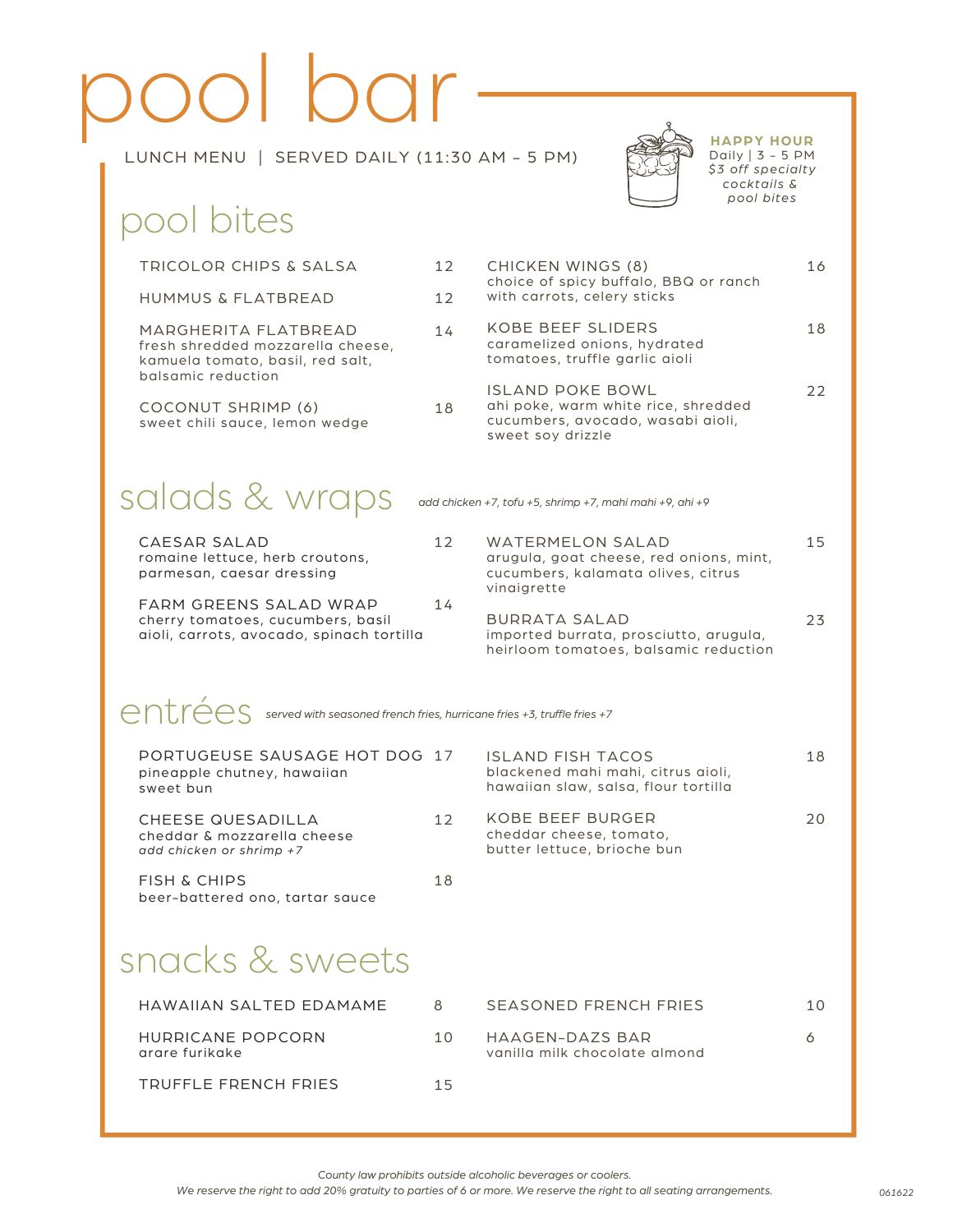# pool bar

LUNCH MENU | SERVED DAILY (11:30 AM – 5 PM)

**HAPPY HOUR**
Daily | 3 – 5 PM
*$3 off specialty cocktails & pool bites*

## pool bites

TRICOLOR CHIPS & SALSA — 12

HUMMUS & FLATBREAD — 12

MARGHERITA FLATBREAD — 14
fresh shredded mozzarella cheese, kamuela tomato, basil, red salt, balsamic reduction

COCONUT SHRIMP (6) — 18
sweet chili sauce, lemon wedge

CHICKEN WINGS (8) — 16
choice of spicy buffalo, BBQ or ranch with carrots, celery sticks

KOBE BEEF SLIDERS — 18
caramelized onions, hydrated tomatoes, truffle garlic aioli

ISLAND POKE BOWL — 22
ahi poke, warm white rice, shredded cucumbers, avocado, wasabi aioli, sweet soy drizzle

## salads & wraps

*add chicken +7, tofu +5, shrimp +7, mahi mahi +9, ahi +9*

CAESAR SALAD — 12
romaine lettuce, herb croutons, parmesan, caesar dressing

FARM GREENS SALAD WRAP — 14
cherry tomatoes, cucumbers, basil aioli, carrots, avocado, spinach tortilla

WATERMELON SALAD — 15
arugula, goat cheese, red onions, mint, cucumbers, kalamata olives, citrus vinaigrette

BURRATA SALAD — 23
imported burrata, prosciutto, arugula, heirloom tomatoes, balsamic reduction

## entrées

*served with seasoned french fries, hurricane fries +3, truffle fries +7*

PORTUGEUSE SAUSAGE HOT DOG — 17
pineapple chutney, hawaiian sweet bun

CHEESE QUESADILLA — 12
cheddar & mozzarella cheese
*add chicken or shrimp +7*

FISH & CHIPS — 18
beer-battered ono, tartar sauce

ISLAND FISH TACOS — 18
blackened mahi mahi, citrus aioli, hawaiian slaw, salsa, flour tortilla

KOBE BEEF BURGER — 20
cheddar cheese, tomato, butter lettuce, brioche bun

## snacks & sweets

HAWAIIAN SALTED EDAMAME — 8

HURRICANE POPCORN — 10
arare furikake

TRUFFLE FRENCH FRIES — 15

SEASONED FRENCH FRIES — 10

HAAGEN-DAZS BAR — 6
vanilla milk chocolate almond

*County law prohibits outside alcoholic beverages or coolers.*
*We reserve the right to add 20% gratuity to parties of 6 or more. We reserve the right to all seating arrangements.*

*061622*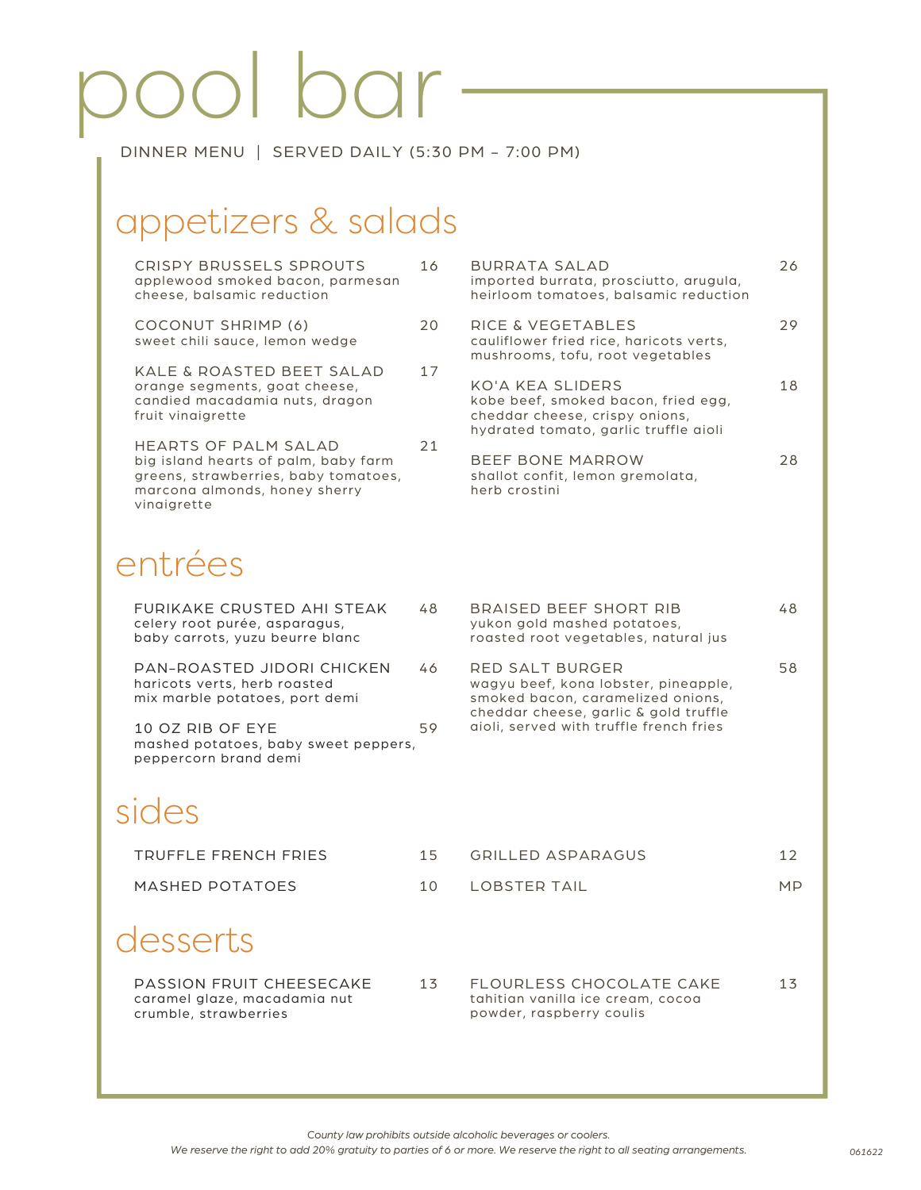# pool bar

DINNER MENU | SERVED DAILY (5:30 PM – 7:00 PM)

## appetizers & salads

**CRISPY BRUSSELS SPROUTS** 16
applewood smoked bacon, parmesan cheese, balsamic reduction

**COCONUT SHRIMP (6)** 20
sweet chili sauce, lemon wedge

**KALE & ROASTED BEET SALAD** 17
orange segments, goat cheese, candied macadamia nuts, dragon fruit vinaigrette

**HEARTS OF PALM SALAD** 21
big island hearts of palm, baby farm greens, strawberries, baby tomatoes, marcona almonds, honey sherry vinaigrette

**BURRATA SALAD** 26
imported burrata, prosciutto, arugula, heirloom tomatoes, balsamic reduction

**RICE & VEGETABLES** 29
cauliflower fried rice, haricots verts, mushrooms, tofu, root vegetables

**KO'A KEA SLIDERS** 18
kobe beef, smoked bacon, fried egg, cheddar cheese, crispy onions, hydrated tomato, garlic truffle aioli

**BEEF BONE MARROW** 28
shallot confit, lemon gremolata, herb crostini

## entrées

**FURIKAKE CRUSTED AHI STEAK** 48
celery root purée, asparagus, baby carrots, yuzu beurre blanc

**PAN-ROASTED JIDORI CHICKEN** 46
haricots verts, herb roasted mix marble potatoes, port demi

**10 OZ RIB OF EYE** 59
mashed potatoes, baby sweet peppers, peppercorn brand demi

**BRAISED BEEF SHORT RIB** 48
yukon gold mashed potatoes, roasted root vegetables, natural jus

**RED SALT BURGER** 58
wagyu beef, kona lobster, pineapple, smoked bacon, caramelized onions, cheddar cheese, garlic & gold truffle aioli, served with truffle french fries

## sides

**TRUFFLE FRENCH FRIES** 15

**MASHED POTATOES** 10

**GRILLED ASPARAGUS** 12

**LOBSTER TAIL** MP

## desserts

**PASSION FRUIT CHEESECAKE** 13
caramel glaze, macadamia nut crumble, strawberries

**FLOURLESS CHOCOLATE CAKE** 13
tahitian vanilla ice cream, cocoa powder, raspberry coulis

*County law prohibits outside alcoholic beverages or coolers.*
*We reserve the right to add 20% gratuity to parties of 6 or more. We reserve the right to all seating arrangements.*

*061622*